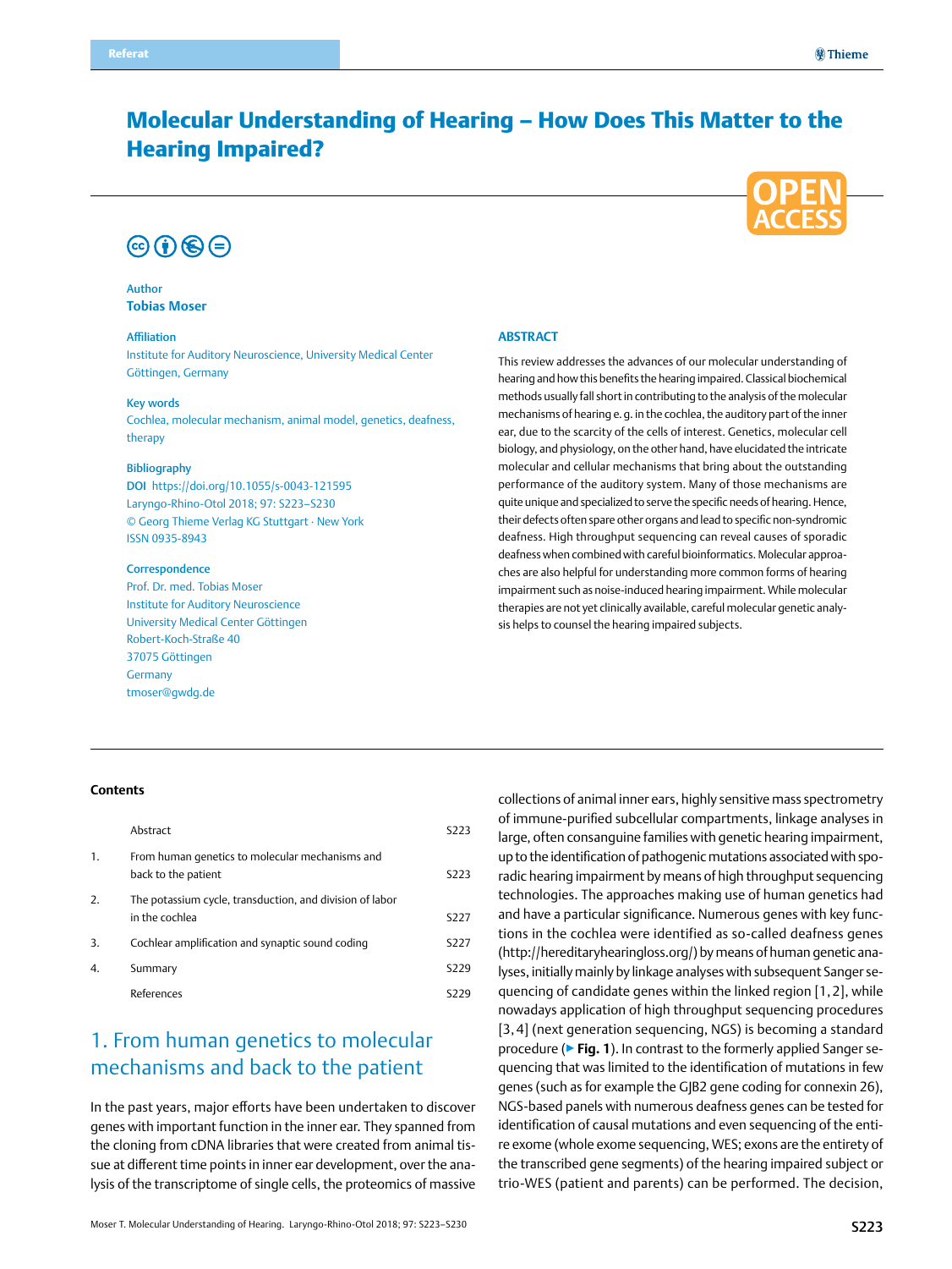Referat

# Molecular Understanding of Hearing – How Does This Matter to the Hearing Impaired?

**Author**
**Tobias Moser**

**Affiliation**
Institute for Auditory Neuroscience, University Medical Center Göttingen, Germany

**Key words**
Cochlea, molecular mechanism, animal model, genetics, deafness, therapy

**Bibliography**
DOI https://doi.org/10.1055/s-0043-121595
Laryngo-Rhino-Otol 2018; 97: S223–S230
© Georg Thieme Verlag KG Stuttgart · New York
ISSN 0935-8943

**Correspondence**
Prof. Dr. med. Tobias Moser
Institute for Auditory Neuroscience
University Medical Center Göttingen
Robert-Koch-Straße 40
37075 Göttingen
Germany
tmoser@gwdg.de

## ABSTRACT

This review addresses the advances of our molecular understanding of hearing and how this benefits the hearing impaired. Classical biochemical methods usually fall short in contributing to the analysis of the molecular mechanisms of hearing e. g. in the cochlea, the auditory part of the inner ear, due to the scarcity of the cells of interest. Genetics, molecular cell biology, and physiology, on the other hand, have elucidated the intricate molecular and cellular mechanisms that bring about the outstanding performance of the auditory system. Many of those mechanisms are quite unique and specialized to serve the specific needs of hearing. Hence, their defects often spare other organs and lead to specific non-syndromic deafness. High throughput sequencing can reveal causes of sporadic deafness when combined with careful bioinformatics. Molecular approaches are also helpful for understanding more common forms of hearing impairment such as noise-induced hearing impairment. While molecular therapies are not yet clinically available, careful molecular genetic analysis helps to counsel the hearing impaired subjects.

**Contents**

| | | |
|---|---|---|
| | Abstract | S223 |
| 1. | From human genetics to molecular mechanisms and back to the patient | S223 |
| 2. | The potassium cycle, transduction, and division of labor in the cochlea | S227 |
| 3. | Cochlear amplification and synaptic sound coding | S227 |
| 4. | Summary | S229 |
| | References | S229 |

## 1. From human genetics to molecular mechanisms and back to the patient

In the past years, major efforts have been undertaken to discover genes with important function in the inner ear. They spanned from the cloning from cDNA libraries that were created from animal tissue at different time points in inner ear development, over the analysis of the transcriptome of single cells, the proteomics of massive collections of animal inner ears, highly sensitive mass spectrometry of immune-purified subcellular compartments, linkage analyses in large, often consanguine families with genetic hearing impairment, up to the identification of pathogenic mutations associated with sporadic hearing impairment by means of high throughput sequencing technologies. The approaches making use of human genetics had and have a particular significance. Numerous genes with key functions in the cochlea were identified as so-called deafness genes (http://hereditaryhearingloss.org/) by means of human genetic analyses, initially mainly by linkage analyses with subsequent Sanger sequencing of candidate genes within the linked region [1, 2], while nowadays application of high throughput sequencing procedures [3, 4] (next generation sequencing, NGS) is becoming a standard procedure (▶ **Fig. 1**). In contrast to the formerly applied Sanger sequencing that was limited to the identification of mutations in few genes (such as for example the GJB2 gene coding for connexin 26), NGS-based panels with numerous deafness genes can be tested for identification of causal mutations and even sequencing of the entire exome (whole exome sequencing, WES; exons are the entirety of the transcribed gene segments) of the hearing impaired subject or trio-WES (patient and parents) can be performed. The decision,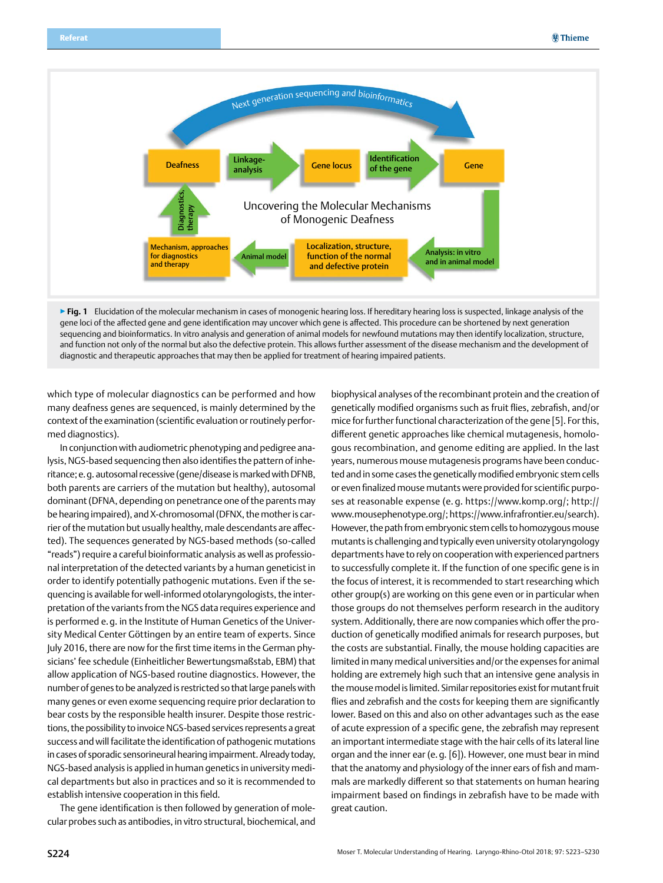**Fig. 1** Elucidation of the molecular mechanism in cases of monogenic hearing loss. If hereditary hearing loss is suspected, linkage analysis of the gene loci of the affected gene and gene identification may uncover which gene is affected. This procedure can be shortened by next generation sequencing and bioinformatics. In vitro analysis and generation of animal models for newfound mutations may then identify localization, structure, and function not only of the normal but also the defective protein. This allows further assessment of the disease mechanism and the development of diagnostic and therapeutic approaches that may then be applied for treatment of hearing impaired patients.

which type of molecular diagnostics can be performed and how many deafness genes are sequenced, is mainly determined by the context of the examination (scientific evaluation or routinely performed diagnostics).

In conjunction with audiometric phenotyping and pedigree analysis, NGS-based sequencing then also identifies the pattern of inheritance; e. g. autosomal recessive (gene/disease is marked with DFNB, both parents are carriers of the mutation but healthy), autosomal dominant (DFNA, depending on penetrance one of the parents may be hearing impaired), and X-chromosomal (DFNX, the mother is carrier of the mutation but usually healthy, male descendants are affected). The sequences generated by NGS-based methods (so-called "reads") require a careful bioinformatic analysis as well as professional interpretation of the detected variants by a human geneticist in order to identify potentially pathogenic mutations. Even if the sequencing is available for well-informed otolaryngologists, the interpretation of the variants from the NGS data requires experience and is performed e. g. in the Institute of Human Genetics of the University Medical Center Göttingen by an entire team of experts. Since July 2016, there are now for the first time items in the German physicians' fee schedule (Einheitlicher Bewertungsmaßstab, EBM) that allow application of NGS-based routine diagnostics. However, the number of genes to be analyzed is restricted so that large panels with many genes or even exome sequencing require prior declaration to bear costs by the responsible health insurer. Despite those restrictions, the possibility to invoice NGS-based services represents a great success and will facilitate the identification of pathogenic mutations in cases of sporadic sensorineural hearing impairment. Already today, NGS-based analysis is applied in human genetics in university medical departments but also in practices and so it is recommended to establish intensive cooperation in this field.

The gene identification is then followed by generation of molecular probes such as antibodies, in vitro structural, biochemical, and biophysical analyses of the recombinant protein and the creation of genetically modified organisms such as fruit flies, zebrafish, and/or mice for further functional characterization of the gene [5]. For this, different genetic approaches like chemical mutagenesis, homologous recombination, and genome editing are applied. In the last years, numerous mouse mutagenesis programs have been conducted and in some cases the genetically modified embryonic stem cells or even finalized mouse mutants were provided for scientific purposes at reasonable expense (e. g. https://www.komp.org/; http://www.mousephenotype.org/; https://www.infrafrontier.eu/search). However, the path from embryonic stem cells to homozygous mouse mutants is challenging and typically even university otolaryngology departments have to rely on cooperation with experienced partners to successfully complete it. If the function of one specific gene is in the focus of interest, it is recommended to start researching which other group(s) are working on this gene even or in particular when those groups do not themselves perform research in the auditory system. Additionally, there are now companies which offer the production of genetically modified animals for research purposes, but the costs are substantial. Finally, the mouse holding capacities are limited in many medical universities and/or the expenses for animal holding are extremely high such that an intensive gene analysis in the mouse model is limited. Similar repositories exist for mutant fruit flies and zebrafish and the costs for keeping them are significantly lower. Based on this and also on other advantages such as the ease of acute expression of a specific gene, the zebrafish may represent an important intermediate stage with the hair cells of its lateral line organ and the inner ear (e. g. [6]). However, one must bear in mind that the anatomy and physiology of the inner ears of fish and mammals are markedly different so that statements on human hearing impairment based on findings in zebrafish have to be made with great caution.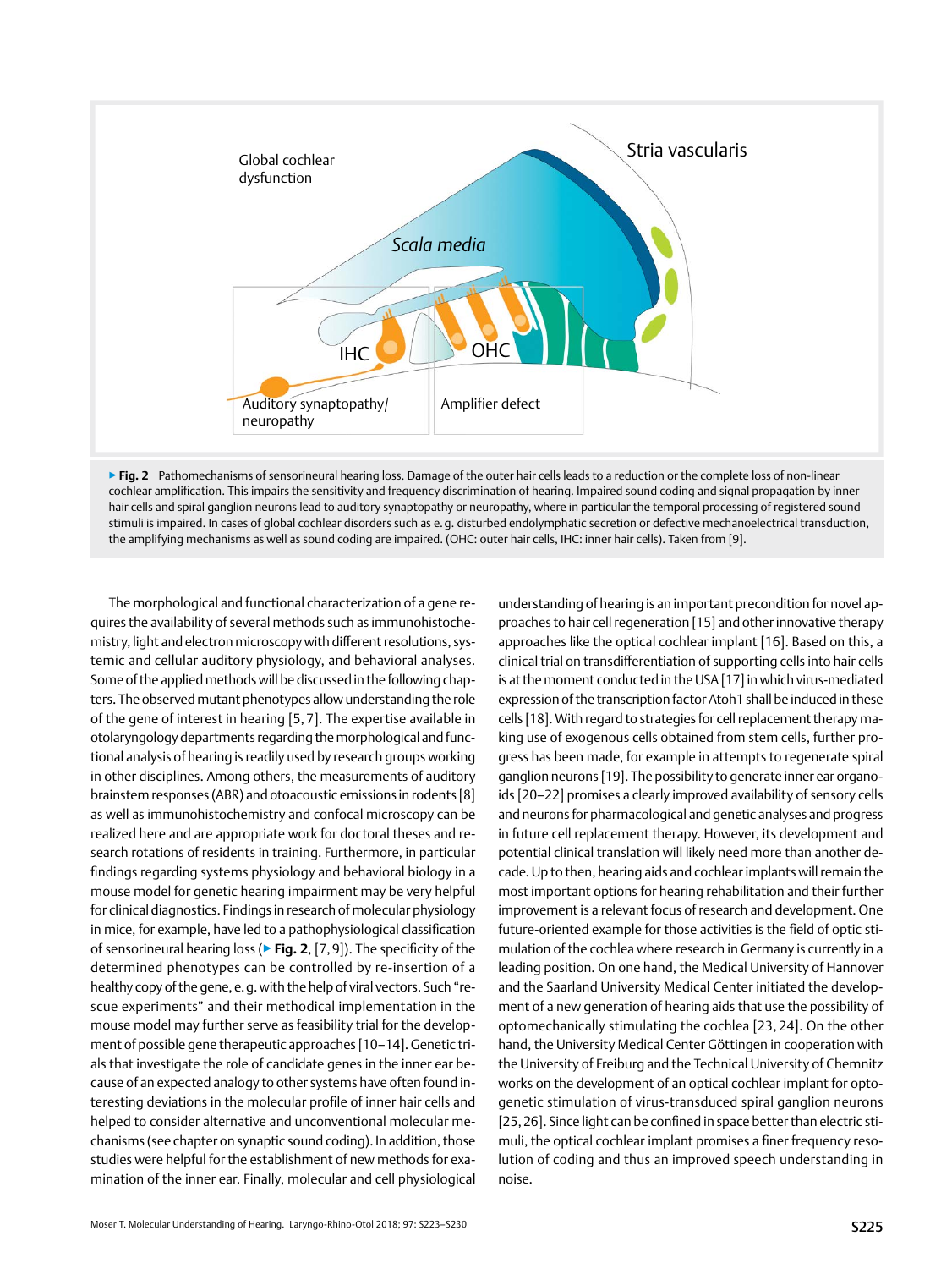**Fig. 2** Pathomechanisms of sensorineural hearing loss. Damage of the outer hair cells leads to a reduction or the complete loss of non-linear cochlear amplification. This impairs the sensitivity and frequency discrimination of hearing. Impaired sound coding and signal propagation by inner hair cells and spiral ganglion neurons lead to auditory synaptopathy or neuropathy, where in particular the temporal processing of registered sound stimuli is impaired. In cases of global cochlear disorders such as e. g. disturbed endolymphatic secretion or defective mechanoelectrical transduction, the amplifying mechanisms as well as sound coding are impaired. (OHC: outer hair cells, IHC: inner hair cells). Taken from [9].

The morphological and functional characterization of a gene requires the availability of several methods such as immunohistochemistry, light and electron microscopy with different resolutions, systemic and cellular auditory physiology, and behavioral analyses. Some of the applied methods will be discussed in the following chapters. The observed mutant phenotypes allow understanding the role of the gene of interest in hearing [5, 7]. The expertise available in otolaryngology departments regarding the morphological and functional analysis of hearing is readily used by research groups working in other disciplines. Among others, the measurements of auditory brainstem responses (ABR) and otoacoustic emissions in rodents [8] as well as immunohistochemistry and confocal microscopy can be realized here and are appropriate work for doctoral theses and research rotations of residents in training. Furthermore, in particular findings regarding systems physiology and behavioral biology in a mouse model for genetic hearing impairment may be very helpful for clinical diagnostics. Findings in research of molecular physiology in mice, for example, have led to a pathophysiological classification of sensorineural hearing loss (▶ **Fig. 2**, [7, 9]). The specificity of the determined phenotypes can be controlled by re-insertion of a healthy copy of the gene, e. g. with the help of viral vectors. Such "rescue experiments" and their methodical implementation in the mouse model may further serve as feasibility trial for the development of possible gene therapeutic approaches [10–14]. Genetic trials that investigate the role of candidate genes in the inner ear because of an expected analogy to other systems have often found interesting deviations in the molecular profile of inner hair cells and helped to consider alternative and unconventional molecular mechanisms (see chapter on synaptic sound coding). In addition, those studies were helpful for the establishment of new methods for examination of the inner ear. Finally, molecular and cell physiological understanding of hearing is an important precondition for novel approaches to hair cell regeneration [15] and other innovative therapy approaches like the optical cochlear implant [16]. Based on this, a clinical trial on transdifferentiation of supporting cells into hair cells is at the moment conducted in the USA [17] in which virus-mediated expression of the transcription factor Atoh1 shall be induced in these cells [18]. With regard to strategies for cell replacement therapy making use of exogenous cells obtained from stem cells, further progress has been made, for example in attempts to regenerate spiral ganglion neurons [19]. The possibility to generate inner ear organoids [20–22] promises a clearly improved availability of sensory cells and neurons for pharmacological and genetic analyses and progress in future cell replacement therapy. However, its development and potential clinical translation will likely need more than another decade. Up to then, hearing aids and cochlear implants will remain the most important options for hearing rehabilitation and their further improvement is a relevant focus of research and development. One future-oriented example for those activities is the field of optic stimulation of the cochlea where research in Germany is currently in a leading position. On one hand, the Medical University of Hannover and the Saarland University Medical Center initiated the development of a new generation of hearing aids that use the possibility of optomechanically stimulating the cochlea [23, 24]. On the other hand, the University Medical Center Göttingen in cooperation with the University of Freiburg and the Technical University of Chemnitz works on the development of an optical cochlear implant for optogenetic stimulation of virus-transduced spiral ganglion neurons [25, 26]. Since light can be confined in space better than electric stimuli, the optical cochlear implant promises a finer frequency resolution of coding and thus an improved speech understanding in noise.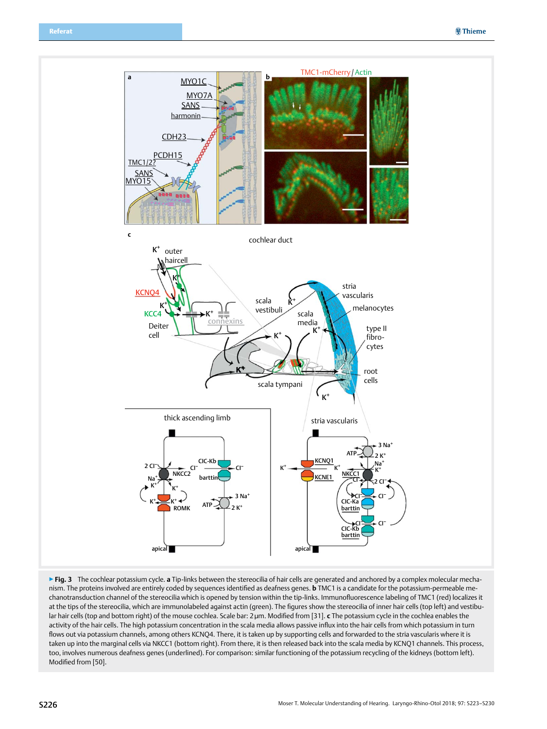▶ **Fig. 3** The cochlear potassium cycle. **a** Tip-links between the stereocilia of hair cells are generated and anchored by a complex molecular mechanism. The proteins involved are entirely coded by sequences identified as deafness genes. **b** TMC1 is a candidate for the potassium-permeable mechanotransduction channel of the stereocilia which is opened by tension within the tip-links. Immunofluorescence labeling of TMC1 (red) localizes it at the tips of the stereocilia, which are immunolabeled against actin (green). The figures show the stereocilia of inner hair cells (top left) and vestibular hair cells (top and bottom right) of the mouse cochlea. Scale bar: 2 µm. Modified from [31]. **c** The potassium cycle in the cochlea enables the activity of the hair cells. The high potassium concentration in the scala media allows passive influx into the hair cells from which potassium in turn flows out via potassium channels, among others KCNQ4. There, it is taken up by supporting cells and forwarded to the stria vascularis where it is taken up into the marginal cells via NKCC1. From there, it is then released back into the scala media by KCNQ1 channels. This process, too, involves numerous deafness genes (underlined). For comparison: similar functioning of the potassium recycling of the kidneys (bottom left). Modified from [50].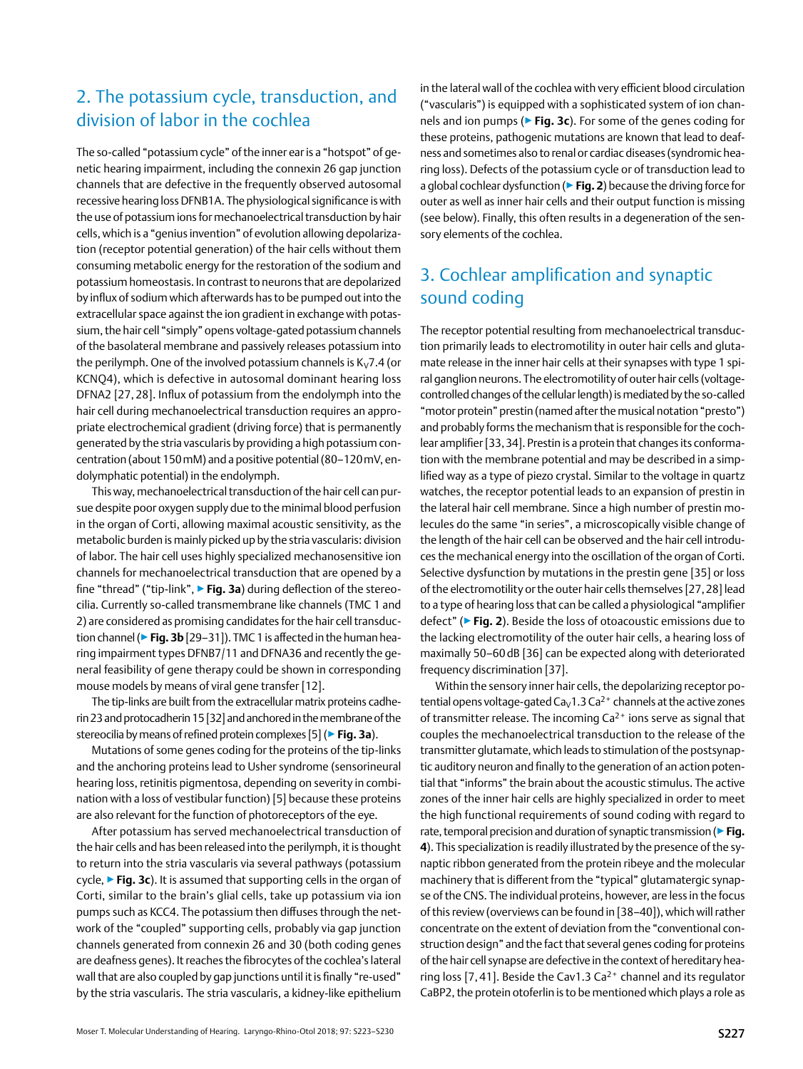## 2. The potassium cycle, transduction, and division of labor in the cochlea

The so-called "potassium cycle" of the inner ear is a "hotspot" of genetic hearing impairment, including the connexin 26 gap junction channels that are defective in the frequently observed autosomal recessive hearing loss DFNB1A. The physiological significance is with the use of potassium ions for mechanoelectrical transduction by hair cells, which is a "genius invention" of evolution allowing depolarization (receptor potential generation) of the hair cells without them consuming metabolic energy for the restoration of the sodium and potassium homeostasis. In contrast to neurons that are depolarized by influx of sodium which afterwards has to be pumped out into the extracellular space against the ion gradient in exchange with potassium, the hair cell "simply" opens voltage-gated potassium channels of the basolateral membrane and passively releases potassium into the perilymph. One of the involved potassium channels is $K_V7.4$ (or KCNQ4), which is defective in autosomal dominant hearing loss DFNA2 [27, 28]. Influx of potassium from the endolymph into the hair cell during mechanoelectrical transduction requires an appropriate electrochemical gradient (driving force) that is permanently generated by the stria vascularis by providing a high potassium concentration (about 150 mM) and a positive potential (80–120 mV, endolymphatic potential) in the endolymph.

This way, mechanoelectrical transduction of the hair cell can pursue despite poor oxygen supply due to the minimal blood perfusion in the organ of Corti, allowing maximal acoustic sensitivity, as the metabolic burden is mainly picked up by the stria vascularis: division of labor. The hair cell uses highly specialized mechanosensitive ion channels for mechanoelectrical transduction that are opened by a fine "thread" ("tip-link", ▶ **Fig. 3a**) during deflection of the stereocilia. Currently so-called transmembrane like channels (TMC 1 and 2) are considered as promising candidates for the hair cell transduction channel (▶ **Fig. 3b** [29–31]). TMC 1 is affected in the human hearing impairment types DFNB7/11 and DFNA36 and recently the general feasibility of gene therapy could be shown in corresponding mouse models by means of viral gene transfer [12].

The tip-links are built from the extracellular matrix proteins cadherin 23 and protocadherin 15 [32] and anchored in the membrane of the stereocilia by means of refined protein complexes [5] (▶ **Fig. 3a**).

Mutations of some genes coding for the proteins of the tip-links and the anchoring proteins lead to Usher syndrome (sensorineural hearing loss, retinitis pigmentosa, depending on severity in combination with a loss of vestibular function) [5] because these proteins are also relevant for the function of photoreceptors of the eye.

After potassium has served mechanoelectrical transduction of the hair cells and has been released into the perilymph, it is thought to return into the stria vascularis via several pathways (potassium cycle, ▶ **Fig. 3c**). It is assumed that supporting cells in the organ of Corti, similar to the brain's glial cells, take up potassium via ion pumps such as KCC4. The potassium then diffuses through the network of the "coupled" supporting cells, probably via gap junction channels generated from connexin 26 and 30 (both coding genes are deafness genes). It reaches the fibrocytes of the cochlea's lateral wall that are also coupled by gap junctions until it is finally "re-used" by the stria vascularis. The stria vascularis, a kidney-like epithelium in the lateral wall of the cochlea with very efficient blood circulation ("vascularis") is equipped with a sophisticated system of ion channels and ion pumps (▶ **Fig. 3c**). For some of the genes coding for these proteins, pathogenic mutations are known that lead to deafness and sometimes also to renal or cardiac diseases (syndromic hearing loss). Defects of the potassium cycle or of transduction lead to a global cochlear dysfunction (▶ **Fig. 2**) because the driving force for outer as well as inner hair cells and their output function is missing (see below). Finally, this often results in a degeneration of the sensory elements of the cochlea.

## 3. Cochlear amplification and synaptic sound coding

The receptor potential resulting from mechanoelectrical transduction primarily leads to electromotility in outer hair cells and glutamate release in the inner hair cells at their synapses with type 1 spiral ganglion neurons. The electromotility of outer hair cells (voltage-controlled changes of the cellular length) is mediated by the so-called "motor protein" prestin (named after the musical notation "presto") and probably forms the mechanism that is responsible for the cochlear amplifier [33, 34]. Prestin is a protein that changes its conformation with the membrane potential and may be described in a simplified way as a type of piezo crystal. Similar to the voltage in quartz watches, the receptor potential leads to an expansion of prestin in the lateral hair cell membrane. Since a high number of prestin molecules do the same "in series", a microscopically visible change of the length of the hair cell can be observed and the hair cell introduces the mechanical energy into the oscillation of the organ of Corti. Selective dysfunction by mutations in the prestin gene [35] or loss of the electromotility or the outer hair cells themselves [27, 28] lead to a type of hearing loss that can be called a physiological "amplifier defect" (▶ **Fig. 2**). Beside the loss of otoacoustic emissions due to the lacking electromotility of the outer hair cells, a hearing loss of maximally 50–60 dB [36] can be expected along with deteriorated frequency discrimination [37].

Within the sensory inner hair cells, the depolarizing receptor potential opens voltage-gated $Ca_V1.3$ $Ca^{2+}$ channels at the active zones of transmitter release. The incoming $Ca^{2+}$ ions serve as signal that couples the mechanoelectrical transduction to the release of the transmitter glutamate, which leads to stimulation of the postsynaptic auditory neuron and finally to the generation of an action potential that "informs" the brain about the acoustic stimulus. The active zones of the inner hair cells are highly specialized in order to meet the high functional requirements of sound coding with regard to rate, temporal precision and duration of synaptic transmission (▶ **Fig. 4**). This specialization is readily illustrated by the presence of the synaptic ribbon generated from the protein ribeye and the molecular machinery that is different from the "typical" glutamatergic synapse of the CNS. The individual proteins, however, are less in the focus of this review (overviews can be found in [38–40]), which will rather concentrate on the extent of deviation from the "conventional construction design" and the fact that several genes coding for proteins of the hair cell synapse are defective in the context of hereditary hearing loss [7, 41]. Beside the Cav1.3 $Ca^{2+}$ channel and its regulator CaBP2, the protein otoferlin is to be mentioned which plays a role as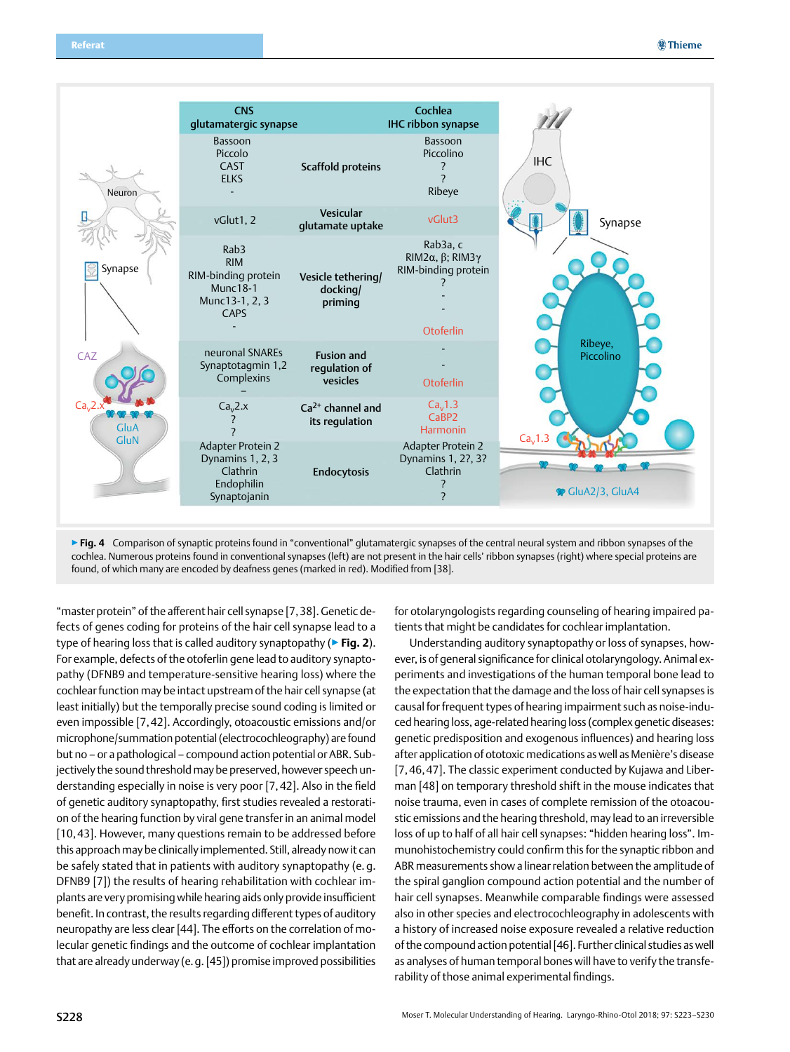| CNS glutamatergic synapse | | Cochlea IHC ribbon synapse |
|---|---|---|
| Bassoon<br>Piccolo<br>CAST<br>ELKS<br>- | Scaffold proteins | Bassoon<br>Piccolino<br>?<br>?<br>Ribeye |
| vGlut1, 2 | Vesicular glutamate uptake | vGlut3 |
| Rab3<br>RIM<br>RIM-binding protein<br>Munc18-1<br>Munc13-1, 2, 3<br>CAPS<br>- | Vesicle tethering/ docking/ priming | Rab3a, c<br>RIM2α, β; RIM3γ<br>RIM-binding protein<br>?<br>-<br>-<br>Otoferlin |
| neuronal SNAREs<br>Synaptotagmin 1,2<br>Complexins<br>– | Fusion and regulation of vesicles | -<br>-<br>Otoferlin |
| $Ca_v2.x$<br>?<br>? | $Ca^{2+}$ channel and its regulation | $Ca_v1.3$<br>CaBP2<br>Harmonin |
| Adapter Protein 2<br>Dynamins 1, 2, 3<br>Clathrin<br>Endophilin<br>Synaptojanin | Endocytosis | Adapter Protein 2<br>Dynamins 1, 2?, 3?<br>Clathrin<br>?<br>? |

▶ **Fig. 4** Comparison of synaptic proteins found in "conventional" glutamatergic synapses of the central neural system and ribbon synapses of the cochlea. Numerous proteins found in conventional synapses (left) are not present in the hair cells' ribbon synapses (right) where special proteins are found, of which many are encoded by deafness genes (marked in red). Modified from [38].

"master protein" of the afferent hair cell synapse [7, 38]. Genetic defects of genes coding for proteins of the hair cell synapse lead to a type of hearing loss that is called auditory synaptopathy (▶ **Fig. 2**). For example, defects of the otoferlin gene lead to auditory synaptopathy (DFNB9 and temperature-sensitive hearing loss) where the cochlear function may be intact upstream of the hair cell synapse (at least initially) but the temporally precise sound coding is limited or even impossible [7, 42]. Accordingly, otoacoustic emissions and/or microphone/summation potential (electrocochleography) are found but no – or a pathological – compound action potential or ABR. Subjectively the sound threshold may be preserved, however speech understanding especially in noise is very poor [7, 42]. Also in the field of genetic auditory synaptopathy, first studies revealed a restoration of the hearing function by viral gene transfer in an animal model [10, 43]. However, many questions remain to be addressed before this approach may be clinically implemented. Still, already now it can be safely stated that in patients with auditory synaptopathy (e.g. DFNB9 [7]) the results of hearing rehabilitation with cochlear implants are very promising while hearing aids only provide insufficient benefit. In contrast, the results regarding different types of auditory neuropathy are less clear [44]. The efforts on the correlation of molecular genetic findings and the outcome of cochlear implantation that are already underway (e.g. [45]) promise improved possibilities for otolaryngologists regarding counseling of hearing impaired patients that might be candidates for cochlear implantation.

Understanding auditory synaptopathy or loss of synapses, however, is of general significance for clinical otolaryngology. Animal experiments and investigations of the human temporal bone lead to the expectation that the damage and the loss of hair cell synapses is causal for frequent types of hearing impairment such as noise-induced hearing loss, age-related hearing loss (complex genetic diseases: genetic predisposition and exogenous influences) and hearing loss after application of ototoxic medications as well as Menière's disease [7, 46, 47]. The classic experiment conducted by Kujawa and Liberman [48] on temporary threshold shift in the mouse indicates that noise trauma, even in cases of complete remission of the otoacoustic emissions and the hearing threshold, may lead to an irreversible loss of up to half of all hair cell synapses: "hidden hearing loss". Immunohistochemistry could confirm this for the synaptic ribbon and ABR measurements show a linear relation between the amplitude of the spiral ganglion compound action potential and the number of hair cell synapses. Meanwhile comparable findings were assessed also in other species and electrocochleography in adolescents with a history of increased noise exposure revealed a reduction of the compound action potential [46]. Further clinical studies as well as analyses of human temporal bones will have to verify the transferability of those animal experimental findings.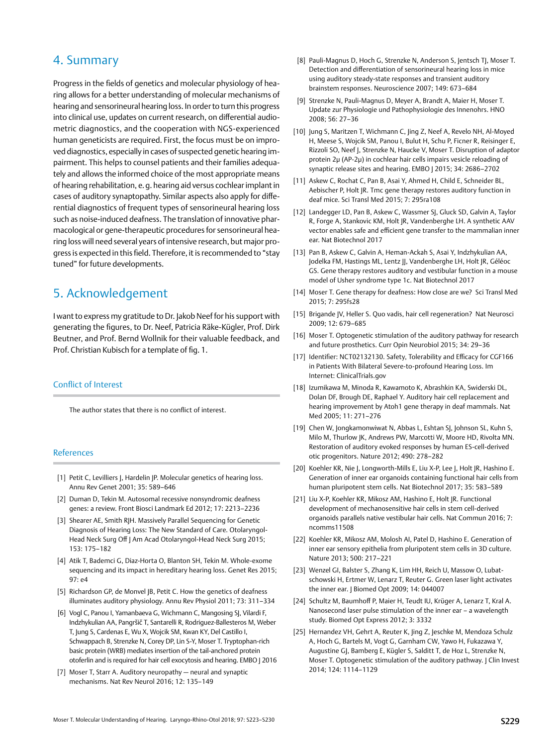## 4. Summary

Progress in the fields of genetics and molecular physiology of hearing allows for a better understanding of molecular mechanisms of hearing and sensorineural hearing loss. In order to turn this progress into clinical use, updates on current research, on differential audiometric diagnostics, and the cooperation with NGS-experienced human geneticists are required. First, the focus must be on improved diagnostics, especially in cases of suspected genetic hearing impairment. This helps to counsel patients and their families adequately and allows the informed choice of the most appropriate means of hearing rehabilitation, e. g. hearing aid versus cochlear implant in cases of auditory synaptopathy. Similar aspects also apply for differential diagnostics of frequent types of sensorineural hearing loss such as noise-induced deafness. The translation of innovative pharmacological or gene-therapeutic procedures for sensorineural hearing loss will need several years of intensive research, but major progress is expected in this field. Therefore, it is recommended to "stay tuned" for future developments.

## 5. Acknowledgement

I want to express my gratitude to Dr. Jakob Neef for his support with generating the figures, to Dr. Neef, Patricia Räke-Kügler, Prof. Dirk Beutner, and Prof. Bernd Wollnik for their valuable feedback, and Prof. Christian Kubisch for a template of fig. 1.

### Conflict of Interest

The author states that there is no conflict of interest.

### References

[1] Petit C, Levilliers J, Hardelin JP. Molecular genetics of hearing loss. Annu Rev Genet 2001; 35: 589–646

[2] Duman D, Tekin M. Autosomal recessive nonsyndromic deafness genes: a review. Front Biosci Landmark Ed 2012; 17: 2213–2236

[3] Shearer AE, Smith RJH. Massively Parallel Sequencing for Genetic Diagnosis of Hearing Loss: The New Standard of Care. Otolaryngol-Head Neck Surg Off J Am Acad Otolaryngol-Head Neck Surg 2015; 153: 175–182

[4] Atik T, Bademci G, Diaz-Horta O, Blanton SH, Tekin M. Whole-exome sequencing and its impact in hereditary hearing loss. Genet Res 2015; 97: e4

[5] Richardson GP, de Monvel JB, Petit C. How the genetics of deafness illuminates auditory physiology. Annu Rev Physiol 2011; 73: 311–334

[6] Vogl C, Panou I, Yamanbaeva G, Wichmann C, Mangosing SJ, Vilardi F, Indzhykulian AA, Pangršič T, Santarelli R, Rodriguez-Ballesteros M, Weber T, Jung S, Cardenas E, Wu X, Wojcik SM, Kwan KY, Del Castillo I, Schwappach B, Strenzke N, Corey DP, Lin S-Y, Moser T. Tryptophan-rich basic protein (WRB) mediates insertion of the tail-anchored protein otoferlin and is required for hair cell exocytosis and hearing. EMBO J 2016

[7] Moser T, Starr A. Auditory neuropathy — neural and synaptic mechanisms. Nat Rev Neurol 2016; 12: 135–149

[8] Pauli-Magnus D, Hoch G, Strenzke N, Anderson S, Jentsch TJ, Moser T. Detection and differentiation of sensorineural hearing loss in mice using auditory steady-state responses and transient auditory brainstem responses. Neuroscience 2007; 149: 673–684

[9] Strenzke N, Pauli-Magnus D, Meyer A, Brandt A, Maier H, Moser T. Update zur Physiologie und Pathophysiologie des Innenohrs. HNO 2008; 56: 27–36

[10] Jung S, Maritzen T, Wichmann C, Jing Z, Neef A, Revelo NH, Al-Moyed H, Meese S, Wojcik SM, Panou I, Bulut H, Schu P, Ficner R, Reisinger E, Rizzoli SO, Neef J, Strenzke N, Haucke V, Moser T. Disruption of adaptor protein 2μ (AP-2μ) in cochlear hair cells impairs vesicle reloading of synaptic release sites and hearing. EMBO J 2015; 34: 2686–2702

[11] Askew C, Rochat C, Pan B, Asai Y, Ahmed H, Child E, Schneider BL, Aebischer P, Holt JR. Tmc gene therapy restores auditory function in deaf mice. Sci Transl Med 2015; 7: 295ra108

[12] Landegger LD, Pan B, Askew C, Wassmer SJ, Gluck SD, Galvin A, Taylor R, Forge A, Stankovic KM, Holt JR, Vandenberghe LH. A synthetic AAV vector enables safe and efficient gene transfer to the mammalian inner ear. Nat Biotechnol 2017

[13] Pan B, Askew C, Galvin A, Heman-Ackah S, Asai Y, Indzhykulian AA, Jodelka FM, Hastings ML, Lentz JJ, Vandenberghe LH, Holt JR, Géléoc GS. Gene therapy restores auditory and vestibular function in a mouse model of Usher syndrome type 1c. Nat Biotechnol 2017

[14] Moser T. Gene therapy for deafness: How close are we? Sci Transl Med 2015; 7: 295fs28

[15] Brigande JV, Heller S. Quo vadis, hair cell regeneration? Nat Neurosci 2009; 12: 679–685

[16] Moser T. Optogenetic stimulation of the auditory pathway for research and future prosthetics. Curr Opin Neurobiol 2015; 34: 29–36

[17] Identifier: NCT02132130. Safety, Tolerability and Efficacy for CGF166 in Patients With Bilateral Severe-to-profound Hearing Loss. Im Internet: ClinicalTrials.gov

[18] Izumikawa M, Minoda R, Kawamoto K, Abrashkin KA, Swiderski DL, Dolan DF, Brough DE, Raphael Y. Auditory hair cell replacement and hearing improvement by Atoh1 gene therapy in deaf mammals. Nat Med 2005; 11: 271–276

[19] Chen W, Jongkamonwiwat N, Abbas L, Eshtan SJ, Johnson SL, Kuhn S, Milo M, Thurlow JK, Andrews PW, Marcotti W, Moore HD, Rivolta MN. Restoration of auditory evoked responses by human ES-cell-derived otic progenitors. Nature 2012; 490: 278–282

[20] Koehler KR, Nie J, Longworth-Mills E, Liu X-P, Lee J, Holt JR, Hashino E. Generation of inner ear organoids containing functional hair cells from human pluripotent stem cells. Nat Biotechnol 2017; 35: 583–589

[21] Liu X-P, Koehler KR, Mikosz AM, Hashino E, Holt JR. Functional development of mechanosensitive hair cells in stem cell-derived organoids parallels native vestibular hair cells. Nat Commun 2016; 7: ncomms11508

[22] Koehler KR, Mikosz AM, Molosh AI, Patel D, Hashino E. Generation of inner ear sensory epithelia from pluripotent stem cells in 3D culture. Nature 2013; 500: 217–221

[23] Wenzel GI, Balster S, Zhang K, Lim HH, Reich U, Massow O, Lubatschowski H, Ertmer W, Lenarz T, Reuter G. Green laser light activates the inner ear. J Biomed Opt 2009; 14: 044007

[24] Schultz M, Baumhoff P, Maier H, Teudt IU, Krüger A, Lenarz T, Kral A. Nanosecond laser pulse stimulation of the inner ear – a wavelength study. Biomed Opt Express 2012; 3: 3332

[25] Hernandez VH, Gehrt A, Reuter K, Jing Z, Jeschke M, Mendoza Schulz A, Hoch G, Bartels M, Vogt G, Garnham CW, Yawo H, Fukazawa Y, Augustine GJ, Bamberg E, Kügler S, Salditt T, de Hoz L, Strenzke N, Moser T. Optogenetic stimulation of the auditory pathway. J Clin Invest 2014; 124: 1114–1129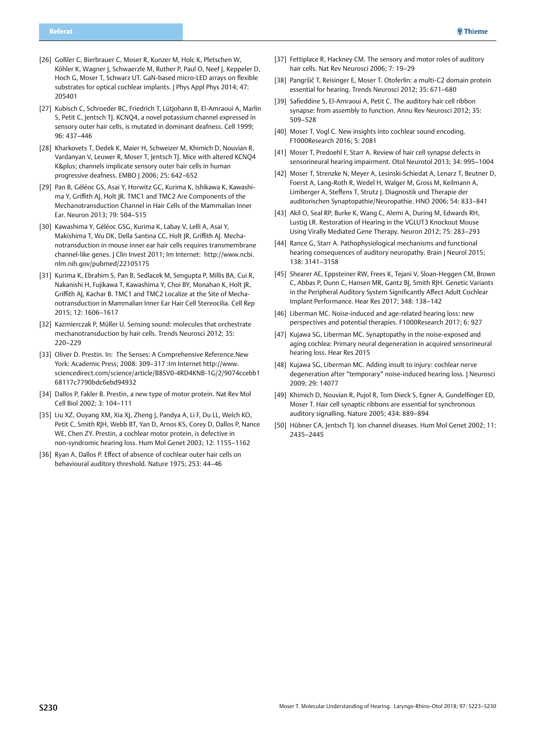[26] Goßler C, Bierbrauer C, Moser R, Kunzer M, Holc K, Pletschen W, Köhler K, Wagner J, Schwaerzle M, Ruther P, Paul O, Neef J, Keppeler D, Hoch G, Moser T, Schwarz UT. GaN-based micro-LED arrays on flexible substrates for optical cochlear implants. J Phys Appl Phys 2014; 47: 205401

[27] Kubisch C, Schroeder BC, Friedrich T, Lütjohann B, El-Amraoui A, Marlin S, Petit C, Jentsch TJ. KCNQ4, a novel potassium channel expressed in sensory outer hair cells, is mutated in dominant deafness. Cell 1999; 96: 437–446

[28] Kharkovets T, Dedek K, Maier H, Schweizer M, Khimich D, Nouvian R, Vardanyan V, Leuwer R, Moser T, Jentsch TJ. Mice with altered KCNQ4 K&plus; channels implicate sensory outer hair cells in human progressive deafness. EMBO J 2006; 25: 642–652

[29] Pan B, Géléoc GS, Asai Y, Horwitz GC, Kurima K, Ishikawa K, Kawashima Y, Griffith AJ, Holt JR. TMC1 and TMC2 Are Components of the Mechanotransduction Channel in Hair Cells of the Mammalian Inner Ear. Neuron 2013; 79: 504–515

[30] Kawashima Y, Géléoc GSG, Kurima K, Labay V, Lelli A, Asai Y, Makishima T, Wu DK, Della Santina CC, Holt JR, Griffith AJ. Mechanotransduction in mouse inner ear hair cells requires transmembrane channel-like genes. J Clin Invest 2011; Im Internet: http://www.ncbi.nlm.nih.gov/pubmed/22105175

[31] Kurima K, Ebrahim S, Pan B, Sedlacek M, Sengupta P, Millis BA, Cui R, Nakanishi H, Fujikawa T, Kawashima Y, Choi BY, Monahan K, Holt JR, Griffith AJ, Kachar B. TMC1 and TMC2 Localize at the Site of Mechanotransduction in Mammalian Inner Ear Hair Cell Stereocilia. Cell Rep 2015; 12: 1606–1617

[32] Kazmierczak P, Müller U. Sensing sound: molecules that orchestrate mechanotransduction by hair cells. Trends Neurosci 2012; 35: 220–229

[33] Oliver D. Prestin. In: The Senses: A Comprehensive Reference.New York: Academic Press; 2008: 309–317 :Im Internet http://www.sciencedirect.com/science/article/B8SV0-4RD4KNB-1G/2/9074ccebb168117c7790bdc6ebd94932

[34] Dallos P, Fakler B. Prestin, a new type of motor protein. Nat Rev Mol Cell Biol 2002; 3: 104–111

[35] Liu XZ, Ouyang XM, Xia XJ, Zheng J, Pandya A, Li F, Du LL, Welch KO, Petit C, Smith RJH, Webb BT, Yan D, Arnos KS, Corey D, Dallos P, Nance WE, Chen ZY. Prestin, a cochlear motor protein, is defective in non-syndromic hearing loss. Hum Mol Genet 2003; 12: 1155–1162

[36] Ryan A, Dallos P. Effect of absence of cochlear outer hair cells on behavioural auditory threshold. Nature 1975; 253: 44–46

[37] Fettiplace R, Hackney CM. The sensory and motor roles of auditory hair cells. Nat Rev Neurosci 2006; 7: 19–29

[38] Pangršič T, Reisinger E, Moser T. Otoferlin: a multi-C2 domain protein essential for hearing. Trends Neurosci 2012; 35: 671–680

[39] Safieddine S, El-Amraoui A, Petit C. The auditory hair cell ribbon synapse: from assembly to function. Annu Rev Neurosci 2012; 35: 509–528

[40] Moser T, Vogl C. New insights into cochlear sound encoding. F1000Research 2016; 5: 2081

[41] Moser T, Predoehl F, Starr A. Review of hair cell synapse defects in sensorineural hearing impairment. Otol Neurotol 2013; 34: 995–1004

[42] Moser T, Strenzke N, Meyer A, Lesinski-Schiedat A, Lenarz T, Beutner D, Foerst A, Lang-Roth R, Wedel H, Walger M, Gross M, Keilmann A, Limberger A, Steffens T, Strutz J. Diagnostik und Therapie der auditorischen Synaptopathie/Neuropathie. HNO 2006; 54: 833–841

[43] Akil O, Seal RP, Burke K, Wang C, Alemi A, During M, Edwards RH, Lustig LR. Restoration of Hearing in the VGLUT3 Knockout Mouse Using Virally Mediated Gene Therapy. Neuron 2012; 75: 283–293

[44] Rance G, Starr A. Pathophysiological mechanisms and functional hearing consequences of auditory neuropathy. Brain J Neurol 2015; 138: 3141–3158

[45] Shearer AE, Eppsteiner RW, Frees K, Tejani V, Sloan-Heggen CM, Brown C, Abbas P, Dunn C, Hansen MR, Gantz BJ, Smith RJH. Genetic Variants in the Peripheral Auditory System Significantly Affect Adult Cochlear Implant Performance. Hear Res 2017; 348: 138–142

[46] Liberman MC. Noise-induced and age-related hearing loss: new perspectives and potential therapies. F1000Research 2017; 6: 927

[47] Kujawa SG, Liberman MC. Synaptopathy in the noise-exposed and aging cochlea: Primary neural degeneration in acquired sensorineural hearing loss. Hear Res 2015

[48] Kujawa SG, Liberman MC. Adding insult to injury: cochlear nerve degeneration after "temporary" noise-induced hearing loss. J Neurosci 2009; 29: 14077

[49] Khimich D, Nouvian R, Pujol R, Tom Dieck S, Egner A, Gundelfinger ED, Moser T. Hair cell synaptic ribbons are essential for synchronous auditory signalling. Nature 2005; 434: 889–894

[50] Hübner CA, Jentsch TJ. Ion channel diseases. Hum Mol Genet 2002; 11: 2435–2445